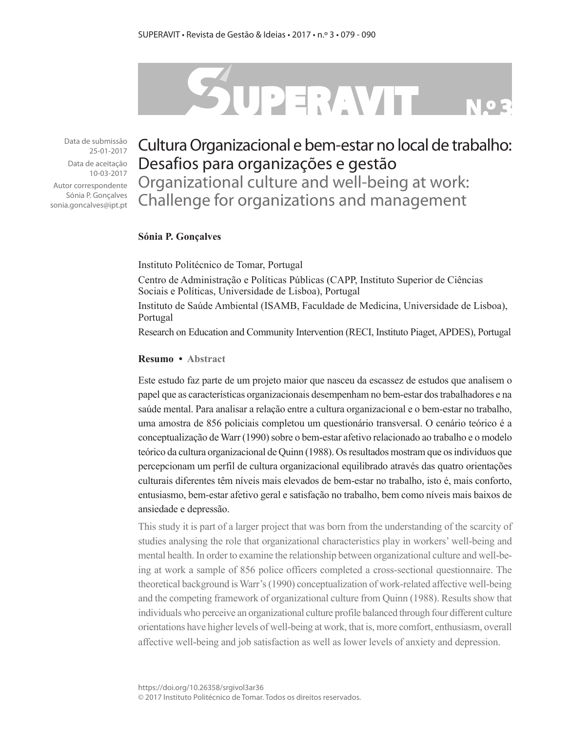Data de submissão
25-01-2017

Data de aceitação
10-03-2017

Autor correspondente
Sónia P. Gonçalves
sonia.goncalves@ipt.pt

# Cultura Organizacional e bem-estar no local de trabalho: Desafios para organizações e gestão

# Organizational culture and well-being at work: Challenge for organizations and management

**Sónia P. Gonçalves**

Instituto Politécnico de Tomar, Portugal

Centro de Administração e Políticas Públicas (CAPP, Instituto Superior de Ciências Sociais e Políticas, Universidade de Lisboa), Portugal

Instituto de Saúde Ambiental (ISAMB, Faculdade de Medicina, Universidade de Lisboa), Portugal

Research on Education and Community Intervention (RECI, Instituto Piaget, APDES), Portugal

**Resumo • Abstract**

Este estudo faz parte de um projeto maior que nasceu da escassez de estudos que analisem o papel que as características organizacionais desempenham no bem-estar dos trabalhadores e na saúde mental. Para analisar a relação entre a cultura organizacional e o bem-estar no trabalho, uma amostra de 856 policiais completou um questionário transversal. O cenário teórico é a conceptualização de Warr (1990) sobre o bem-estar afetivo relacionado ao trabalho e o modelo teórico da cultura organizacional de Quinn (1988). Os resultados mostram que os indivíduos que percepcionam um perfil de cultura organizacional equilibrado através das quatro orientações culturais diferentes têm níveis mais elevados de bem-estar no trabalho, isto é, mais conforto, entusiasmo, bem-estar afetivo geral e satisfação no trabalho, bem como níveis mais baixos de ansiedade e depressão.

This study it is part of a larger project that was born from the understanding of the scarcity of studies analysing the role that organizational characteristics play in workers' well-being and mental health. In order to examine the relationship between organizational culture and well-being at work a sample of 856 police officers completed a cross-sectional questionnaire. The theoretical background is Warr's (1990) conceptualization of work-related affective well-being and the competing framework of organizational culture from Quinn (1988). Results show that individuals who perceive an organizational culture profile balanced through four different culture orientations have higher levels of well-being at work, that is, more comfort, enthusiasm, overall affective well-being and job satisfaction as well as lower levels of anxiety and depression.

https://doi.org/10.26358/srgivol3ar36
© 2017 Instituto Politécnico de Tomar. Todos os direitos reservados.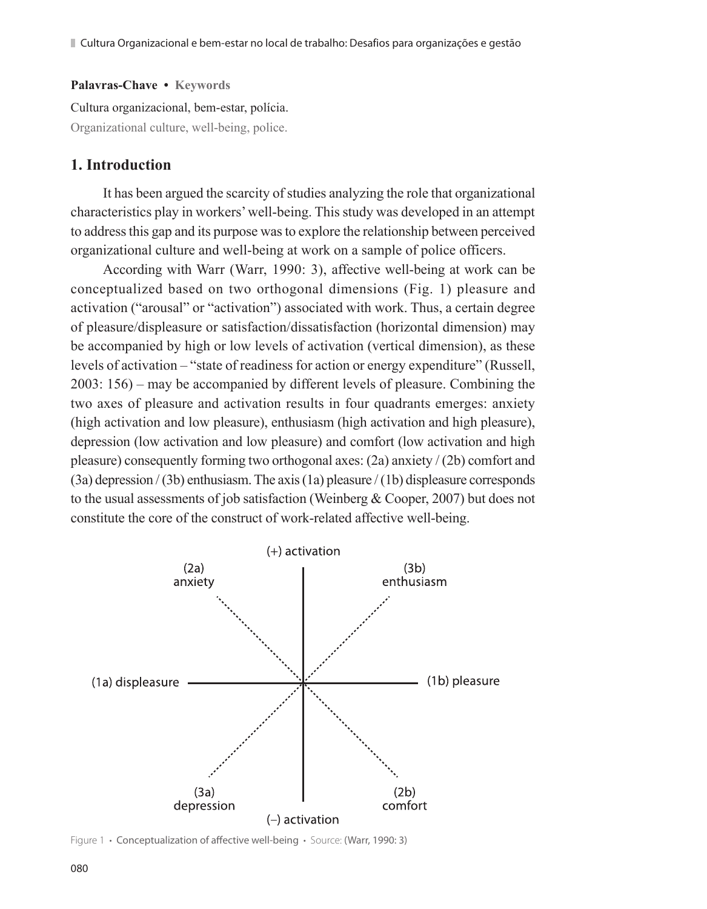**Palavras-Chave • Keywords**

Cultura organizacional, bem-estar, polícia.

Organizational culture, well-being, police.

## 1. Introduction

It has been argued the scarcity of studies analyzing the role that organizational characteristics play in workers' well-being. This study was developed in an attempt to address this gap and its purpose was to explore the relationship between perceived organizational culture and well-being at work on a sample of police officers.

According with Warr (Warr, 1990: 3), affective well-being at work can be conceptualized based on two orthogonal dimensions (Fig. 1) pleasure and activation ("arousal" or "activation") associated with work. Thus, a certain degree of pleasure/displeasure or satisfaction/dissatisfaction (horizontal dimension) may be accompanied by high or low levels of activation (vertical dimension), as these levels of activation – "state of readiness for action or energy expenditure" (Russell, 2003: 156) – may be accompanied by different levels of pleasure. Combining the two axes of pleasure and activation results in four quadrants emerges: anxiety (high activation and low pleasure), enthusiasm (high activation and high pleasure), depression (low activation and low pleasure) and comfort (low activation and high pleasure) consequently forming two orthogonal axes: (2a) anxiety / (2b) comfort and (3a) depression / (3b) enthusiasm. The axis (1a) pleasure / (1b) displeasure corresponds to the usual assessments of job satisfaction (Weinberg & Cooper, 2007) but does not constitute the core of the construct of work-related affective well-being.

(+) activation

(2a) anxiety | (3b) enthusiasm

(1a) displeasure | (1b) pleasure

(3a) depression | (2b) comfort

(–) activation

Figure 1 • Conceptualization of affective well-being • Source: (Warr, 1990: 3)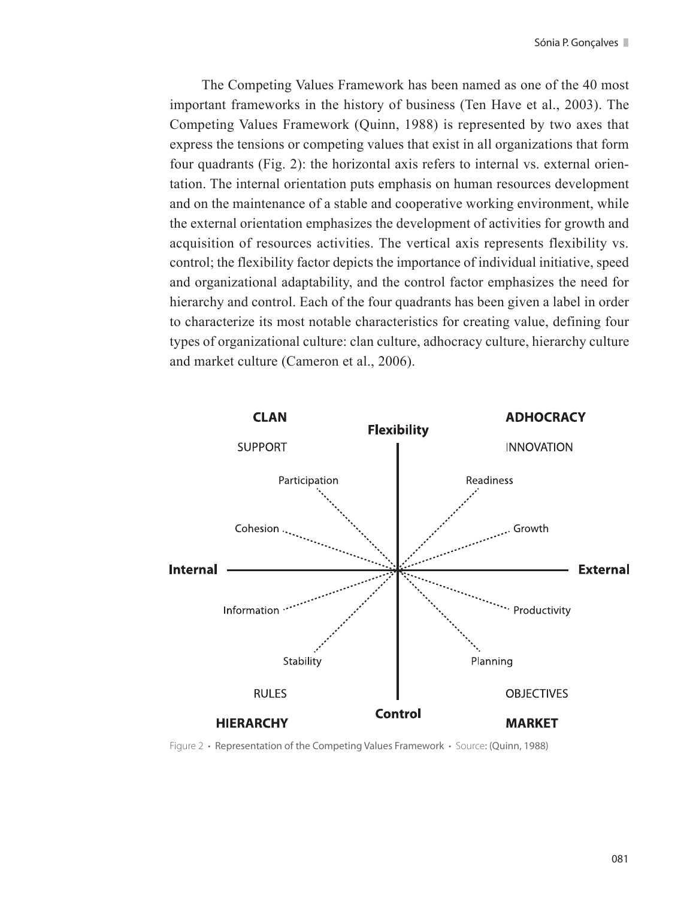The Competing Values Framework has been named as one of the 40 most important frameworks in the history of business (Ten Have et al., 2003). The Competing Values Framework (Quinn, 1988) is represented by two axes that express the tensions or competing values that exist in all organizations that form four quadrants (Fig. 2): the horizontal axis refers to internal vs. external orientation. The internal orientation puts emphasis on human resources development and on the maintenance of a stable and cooperative working environment, while the external orientation emphasizes the development of activities for growth and acquisition of resources activities. The vertical axis represents flexibility vs. control; the flexibility factor depicts the importance of individual initiative, speed and organizational adaptability, and the control factor emphasizes the need for hierarchy and control. Each of the four quadrants has been given a label in order to characterize its most notable characteristics for creating value, defining four types of organizational culture: clan culture, adhocracy culture, hierarchy culture and market culture (Cameron et al., 2006).

Figure 2 • Representation of the Competing Values Framework • Source: (Quinn, 1988)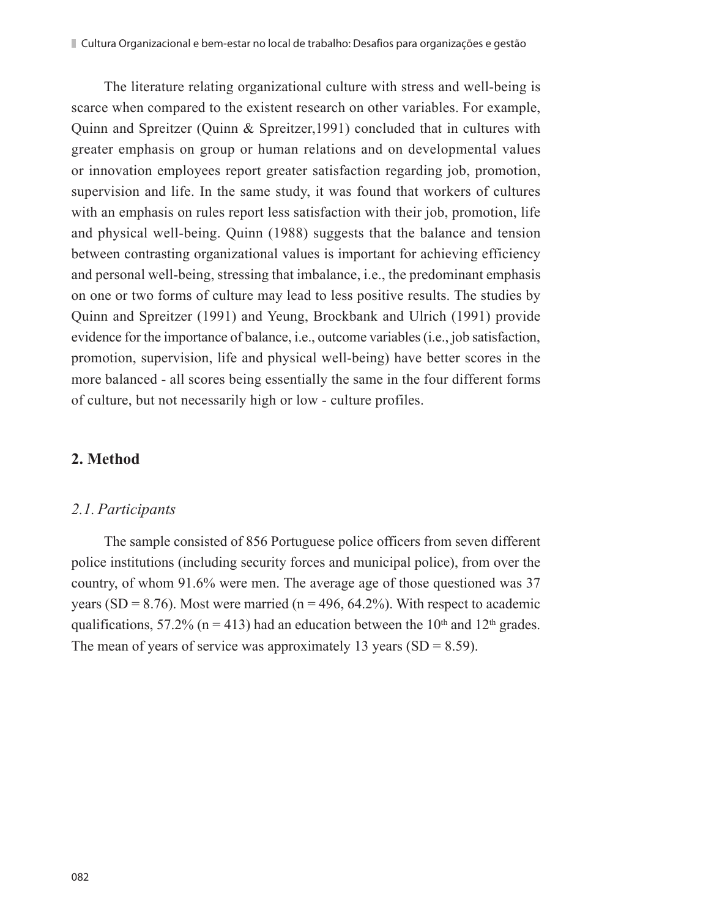The literature relating organizational culture with stress and well-being is scarce when compared to the existent research on other variables. For example, Quinn and Spreitzer (Quinn & Spreitzer,1991) concluded that in cultures with greater emphasis on group or human relations and on developmental values or innovation employees report greater satisfaction regarding job, promotion, supervision and life. In the same study, it was found that workers of cultures with an emphasis on rules report less satisfaction with their job, promotion, life and physical well-being. Quinn (1988) suggests that the balance and tension between contrasting organizational values is important for achieving efficiency and personal well-being, stressing that imbalance, i.e., the predominant emphasis on one or two forms of culture may lead to less positive results. The studies by Quinn and Spreitzer (1991) and Yeung, Brockbank and Ulrich (1991) provide evidence for the importance of balance, i.e., outcome variables (i.e., job satisfaction, promotion, supervision, life and physical well-being) have better scores in the more balanced - all scores being essentially the same in the four different forms of culture, but not necessarily high or low - culture profiles.

## 2. Method

### *2.1. Participants*

The sample consisted of 856 Portuguese police officers from seven different police institutions (including security forces and municipal police), from over the country, of whom 91.6% were men. The average age of those questioned was 37 years (SD = 8.76). Most were married (n = 496, 64.2%). With respect to academic qualifications, 57.2% (n = 413) had an education between the 10th and 12th grades. The mean of years of service was approximately 13 years (SD = 8.59).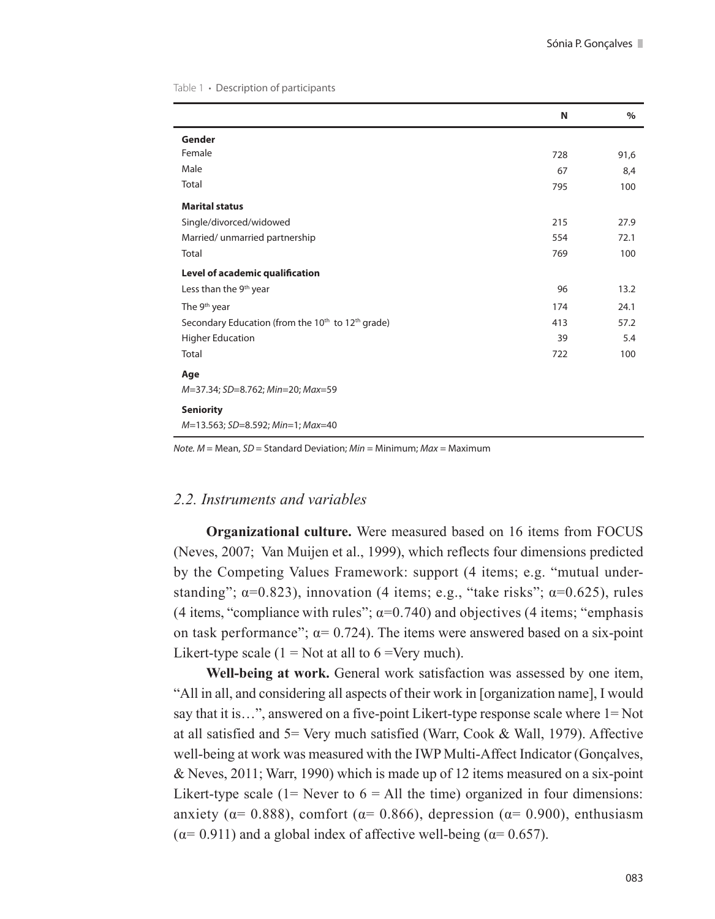Table 1 • Description of participants

| | N | % |
|---|---|---|
| **Gender** | | |
| Female | 728 | 91,6 |
| Male | 67 | 8,4 |
| Total | 795 | 100 |
| **Marital status** | | |
| Single/divorced/widowed | 215 | 27.9 |
| Married/ unmarried partnership | 554 | 72.1 |
| Total | 769 | 100 |
| **Level of academic qualification** | | |
| Less than the 9th year | 96 | 13.2 |
| The 9th year | 174 | 24.1 |
| Secondary Education (from the 10th to 12th grade) | 413 | 57.2 |
| Higher Education | 39 | 5.4 |
| Total | 722 | 100 |
| **Age** | | |
| *M*=37.34; *SD*=8.762; *Min*=20; *Max*=59 | | |
| **Seniority** | | |
| *M*=13.563; *SD*=8.592; *Min*=1; *Max*=40 | | |

*Note. M* = Mean, *SD* = Standard Deviation; *Min* = Minimum; *Max* = Maximum

## *2.2. Instruments and variables*

**Organizational culture.** Were measured based on 16 items from FOCUS (Neves, 2007; Van Muijen et al., 1999), which reflects four dimensions predicted by the Competing Values Framework: support (4 items; e.g. "mutual understanding"; $\alpha$=0.823), innovation (4 items; e.g., "take risks"; $\alpha$=0.625), rules (4 items, "compliance with rules"; $\alpha$=0.740) and objectives (4 items; "emphasis on task performance"; $\alpha$= 0.724). The items were answered based on a six-point Likert-type scale (1 = Not at all to 6 =Very much).

**Well-being at work.** General work satisfaction was assessed by one item, "All in all, and considering all aspects of their work in [organization name], I would say that it is…", answered on a five-point Likert-type response scale where 1= Not at all satisfied and 5= Very much satisfied (Warr, Cook & Wall, 1979). Affective well-being at work was measured with the IWP Multi-Affect Indicator (Gonçalves, & Neves, 2011; Warr, 1990) which is made up of 12 items measured on a six-point Likert-type scale (1= Never to 6 = All the time) organized in four dimensions: anxiety ($\alpha$= 0.888), comfort ($\alpha$= 0.866), depression ($\alpha$= 0.900), enthusiasm ($\alpha$= 0.911) and a global index of affective well-being ($\alpha$= 0.657).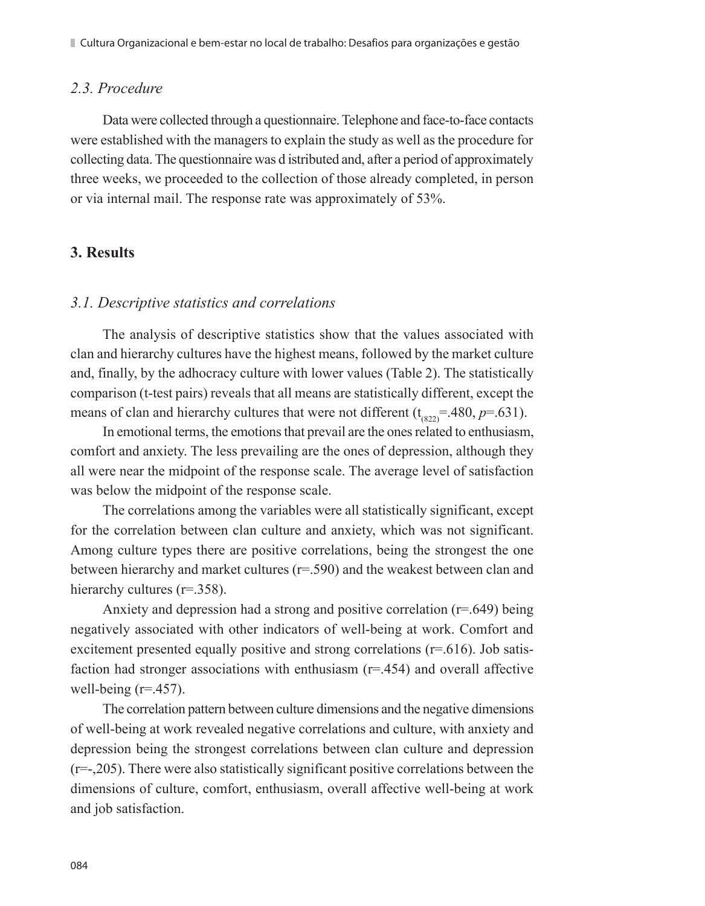### *2.3. Procedure*

Data were collected through a questionnaire. Telephone and face-to-face contacts were established with the managers to explain the study as well as the procedure for collecting data. The questionnaire was d istributed and, after a period of approximately three weeks, we proceeded to the collection of those already completed, in person or via internal mail. The response rate was approximately of 53%.

## 3. Results

### *3.1. Descriptive statistics and correlations*

The analysis of descriptive statistics show that the values associated with clan and hierarchy cultures have the highest means, followed by the market culture and, finally, by the adhocracy culture with lower values (Table 2). The statistically comparison (t-test pairs) reveals that all means are statistically different, except the means of clan and hierarchy cultures that were not different ($t_{(822)}$=.480, *p*=.631).

In emotional terms, the emotions that prevail are the ones related to enthusiasm, comfort and anxiety. The less prevailing are the ones of depression, although they all were near the midpoint of the response scale. The average level of satisfaction was below the midpoint of the response scale.

The correlations among the variables were all statistically significant, except for the correlation between clan culture and anxiety, which was not significant. Among culture types there are positive correlations, being the strongest the one between hierarchy and market cultures (r=.590) and the weakest between clan and hierarchy cultures (r=.358).

Anxiety and depression had a strong and positive correlation (r=.649) being negatively associated with other indicators of well-being at work. Comfort and excitement presented equally positive and strong correlations (r=.616). Job satisfaction had stronger associations with enthusiasm (r=.454) and overall affective well-being (r=.457).

The correlation pattern between culture dimensions and the negative dimensions of well-being at work revealed negative correlations and culture, with anxiety and depression being the strongest correlations between clan culture and depression (r=-,205). There were also statistically significant positive correlations between the dimensions of culture, comfort, enthusiasm, overall affective well-being at work and job satisfaction.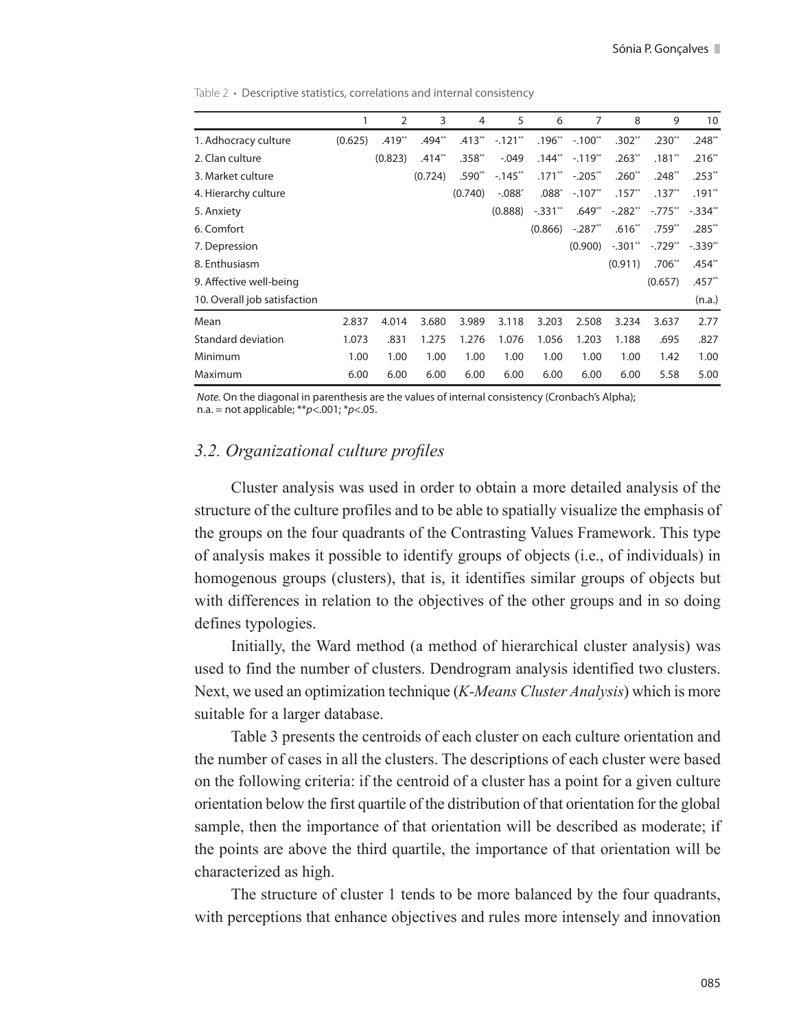Table 2 • Descriptive statistics, correlations and internal consistency

| | 1 | 2 | 3 | 4 | 5 | 6 | 7 | 8 | 9 | 10 |
|---|---|---|---|---|---|---|---|---|---|---|
| 1. Adhocracy culture | (0.625) | .419** | .494** | .413** | -.121** | .196** | -.100** | .302** | .230** | .248** |
| 2. Clan culture | | (0.823) | .414** | .358** | -.049 | .144** | -.119** | .263** | .181** | .216** |
| 3. Market culture | | | (0.724) | .590** | -.145** | .171** | -.205** | .260** | .248** | .253** |
| 4. Hierarchy culture | | | | (0.740) | -.088* | .088* | -.107** | .157** | .137** | .191** |
| 5. Anxiety | | | | | (0.888) | -.331** | .649** | -.282** | -.775** | -.334** |
| 6. Comfort | | | | | | (0.866) | -.287** | .616** | .759** | .285** |
| 7. Depression | | | | | | | (0.900) | -.301** | -.729** | -.339** |
| 8. Enthusiasm | | | | | | | | (0.911) | .706** | .454** |
| 9. Affective well-being | | | | | | | | | (0.657) | .457** |
| 10. Overall job satisfaction | | | | | | | | | | (n.a.) |
| Mean | 2.837 | 4.014 | 3.680 | 3.989 | 3.118 | 3.203 | 2.508 | 3.234 | 3.637 | 2.77 |
| Standard deviation | 1.073 | .831 | 1.275 | 1.276 | 1.076 | 1.056 | 1.203 | 1.188 | .695 | .827 |
| Minimum | 1.00 | 1.00 | 1.00 | 1.00 | 1.00 | 1.00 | 1.00 | 1.00 | 1.42 | 1.00 |
| Maximum | 6.00 | 6.00 | 6.00 | 6.00 | 6.00 | 6.00 | 6.00 | 6.00 | 5.58 | 5.00 |

*Note.* On the diagonal in parenthesis are the values of internal consistency (Cronbach's Alpha); n.a. = not applicable; ** $p<.001$; * $p<.05$.

### *3.2. Organizational culture profiles*

Cluster analysis was used in order to obtain a more detailed analysis of the structure of the culture profiles and to be able to spatially visualize the emphasis of the groups on the four quadrants of the Contrasting Values Framework. This type of analysis makes it possible to identify groups of objects (i.e., of individuals) in homogenous groups (clusters), that is, it identifies similar groups of objects but with differences in relation to the objectives of the other groups and in so doing defines typologies.

Initially, the Ward method (a method of hierarchical cluster analysis) was used to find the number of clusters. Dendrogram analysis identified two clusters. Next, we used an optimization technique (*K-Means Cluster Analysis*) which is more suitable for a larger database.

Table 3 presents the centroids of each cluster on each culture orientation and the number of cases in all the clusters. The descriptions of each cluster were based on the following criteria: if the centroid of a cluster has a point for a given culture orientation below the first quartile of the distribution of that orientation for the global sample, then the importance of that orientation will be described as moderate; if the points are above the third quartile, the importance of that orientation will be characterized as high.

The structure of cluster 1 tends to be more balanced by the four quadrants, with perceptions that enhance objectives and rules more intensely and innovation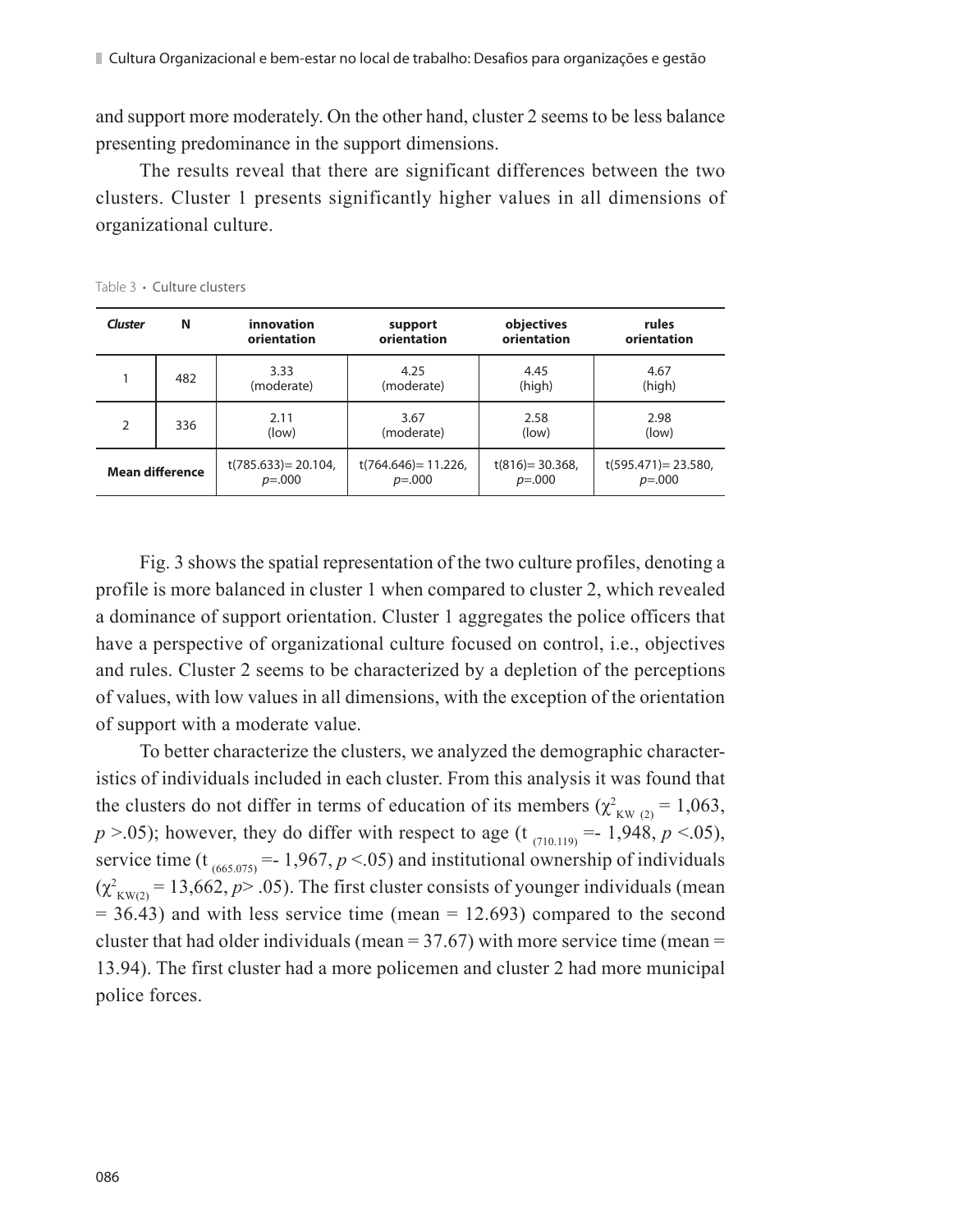and support more moderately. On the other hand, cluster 2 seems to be less balance presenting predominance in the support dimensions.

The results reveal that there are significant differences between the two clusters. Cluster 1 presents significantly higher values in all dimensions of organizational culture.

Table 3 • Culture clusters

| *Cluster* | N | innovation orientation | support orientation | objectives orientation | rules orientation |
|---|---|---|---|---|---|
| 1 | 482 | 3.33 (moderate) | 4.25 (moderate) | 4.45 (high) | 4.67 (high) |
| 2 | 336 | 2.11 (low) | 3.67 (moderate) | 2.58 (low) | 2.98 (low) |
| **Mean difference** | | $t(785.633) = 20.104$, $p = .000$ | $t(764.646) = 11.226$, $p = .000$ | $t(816) = 30.368$, $p = .000$ | $t(595.471) = 23.580$, $p = .000$ |

Fig. 3 shows the spatial representation of the two culture profiles, denoting a profile is more balanced in cluster 1 when compared to cluster 2, which revealed a dominance of support orientation. Cluster 1 aggregates the police officers that have a perspective of organizational culture focused on control, i.e., objectives and rules. Cluster 2 seems to be characterized by a depletion of the perceptions of values, with low values in all dimensions, with the exception of the orientation of support with a moderate value.

To better characterize the clusters, we analyzed the demographic characteristics of individuals included in each cluster. From this analysis it was found that the clusters do not differ in terms of education of its members ($\chi^2_{KW\ (2)} = 1{,}063$, $p > .05$); however, they do differ with respect to age ($t_{(710.119)} = -\ 1{,}948$, $p < .05$), service time ($t_{(665.075)} = -\ 1{,}967$, $p < .05$) and institutional ownership of individuals ($\chi^2_{KW(2)} = 13{,}662$, $p > .05$). The first cluster consists of younger individuals (mean = 36.43) and with less service time (mean = 12.693) compared to the second cluster that had older individuals (mean = 37.67) with more service time (mean = 13.94). The first cluster had a more policemen and cluster 2 had more municipal police forces.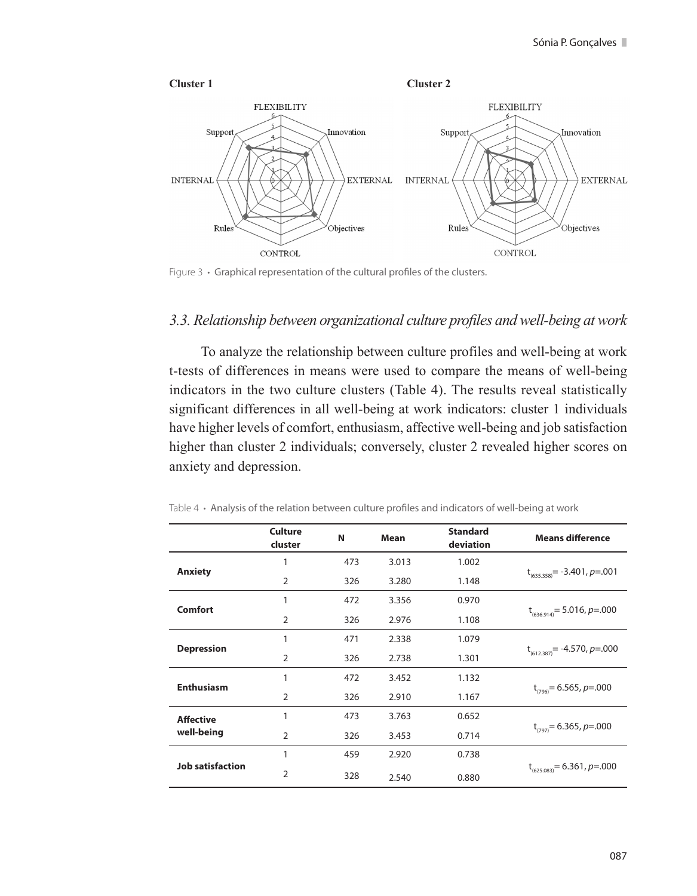**Cluster 1** **Cluster 2**

Figure 3 • Graphical representation of the cultural profiles of the clusters.

### *3.3. Relationship between organizational culture profiles and well-being at work*

To analyze the relationship between culture profiles and well-being at work t-tests of differences in means were used to compare the means of well-being indicators in the two culture clusters (Table 4). The results reveal statistically significant differences in all well-being at work indicators: cluster 1 individuals have higher levels of comfort, enthusiasm, affective well-being and job satisfaction higher than cluster 2 individuals; conversely, cluster 2 revealed higher scores on anxiety and depression.

Table 4 • Analysis of the relation between culture profiles and indicators of well-being at work

| | Culture cluster | N | Mean | Standard deviation | Means difference |
|---|---|---|---|---|---|
| **Anxiety** | 1 | 473 | 3.013 | 1.002 | $t_{(635.358)} = -3.401$, $p = .001$ |
| | 2 | 326 | 3.280 | 1.148 | |
| **Comfort** | 1 | 472 | 3.356 | 0.970 | $t_{(636.914)} = 5.016$, $p = .000$ |
| | 2 | 326 | 2.976 | 1.108 | |
| **Depression** | 1 | 471 | 2.338 | 1.079 | $t_{(612.387)} = -4.570$, $p = .000$ |
| | 2 | 326 | 2.738 | 1.301 | |
| **Enthusiasm** | 1 | 472 | 3.452 | 1.132 | $t_{(796)} = 6.565$, $p = .000$ |
| | 2 | 326 | 2.910 | 1.167 | |
| **Affective well-being** | 1 | 473 | 3.763 | 0.652 | $t_{(797)} = 6.365$, $p = .000$ |
| | 2 | 326 | 3.453 | 0.714 | |
| **Job satisfaction** | 1 | 459 | 2.920 | 0.738 | $t_{(625.083)} = 6.361$, $p = .000$ |
| | 2 | 328 | 2.540 | 0.880 | |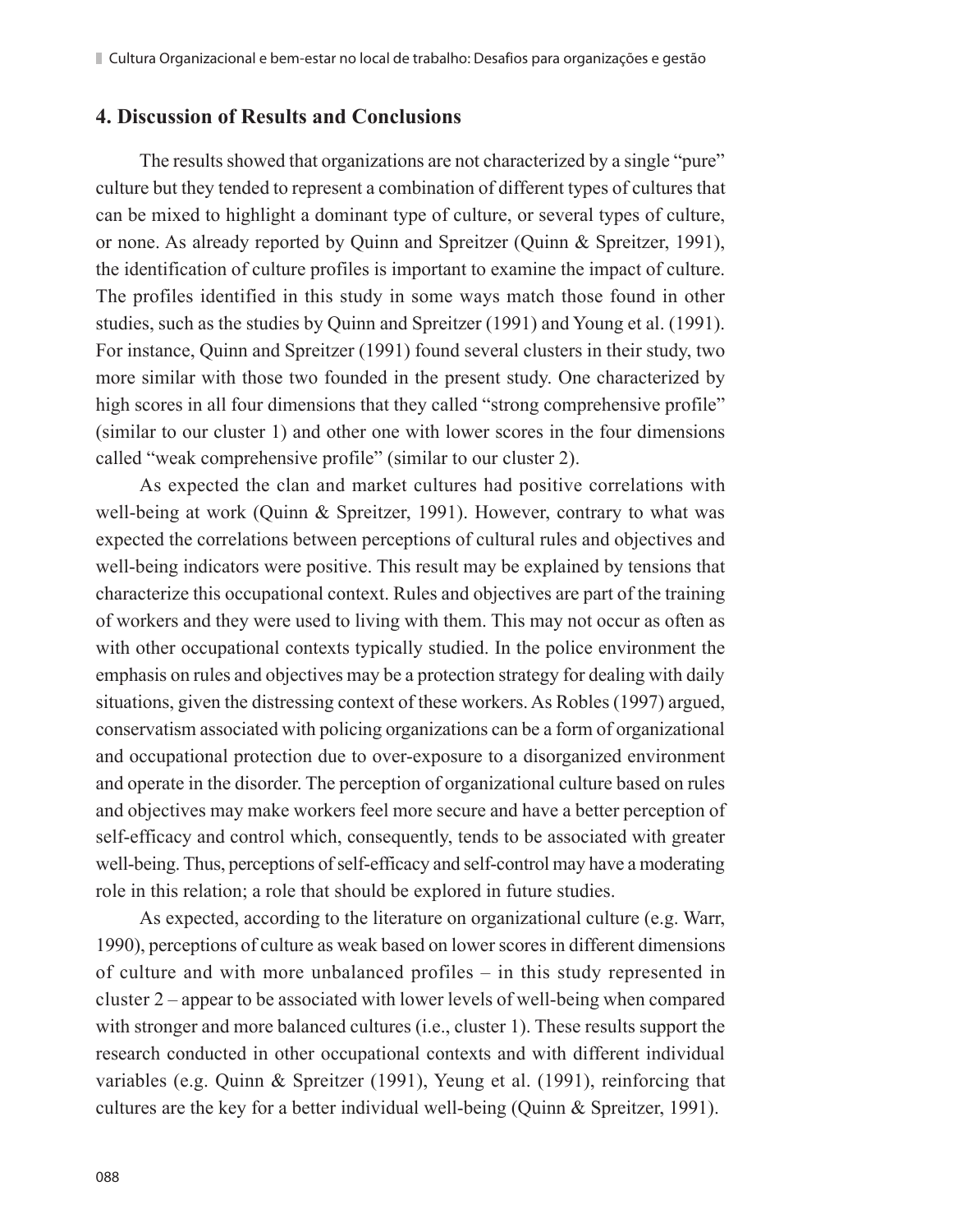## 4. Discussion of Results and Conclusions

The results showed that organizations are not characterized by a single "pure" culture but they tended to represent a combination of different types of cultures that can be mixed to highlight a dominant type of culture, or several types of culture, or none. As already reported by Quinn and Spreitzer (Quinn & Spreitzer, 1991), the identification of culture profiles is important to examine the impact of culture. The profiles identified in this study in some ways match those found in other studies, such as the studies by Quinn and Spreitzer (1991) and Young et al. (1991). For instance, Quinn and Spreitzer (1991) found several clusters in their study, two more similar with those two founded in the present study. One characterized by high scores in all four dimensions that they called "strong comprehensive profile" (similar to our cluster 1) and other one with lower scores in the four dimensions called "weak comprehensive profile" (similar to our cluster 2).

As expected the clan and market cultures had positive correlations with well-being at work (Quinn & Spreitzer, 1991). However, contrary to what was expected the correlations between perceptions of cultural rules and objectives and well-being indicators were positive. This result may be explained by tensions that characterize this occupational context. Rules and objectives are part of the training of workers and they were used to living with them. This may not occur as often as with other occupational contexts typically studied. In the police environment the emphasis on rules and objectives may be a protection strategy for dealing with daily situations, given the distressing context of these workers. As Robles (1997) argued, conservatism associated with policing organizations can be a form of organizational and occupational protection due to over-exposure to a disorganized environment and operate in the disorder. The perception of organizational culture based on rules and objectives may make workers feel more secure and have a better perception of self-efficacy and control which, consequently, tends to be associated with greater well-being. Thus, perceptions of self-efficacy and self-control may have a moderating role in this relation; a role that should be explored in future studies.

As expected, according to the literature on organizational culture (e.g. Warr, 1990), perceptions of culture as weak based on lower scores in different dimensions of culture and with more unbalanced profiles – in this study represented in cluster 2 – appear to be associated with lower levels of well-being when compared with stronger and more balanced cultures (i.e., cluster 1). These results support the research conducted in other occupational contexts and with different individual variables (e.g. Quinn & Spreitzer (1991), Yeung et al. (1991), reinforcing that cultures are the key for a better individual well-being (Quinn & Spreitzer, 1991).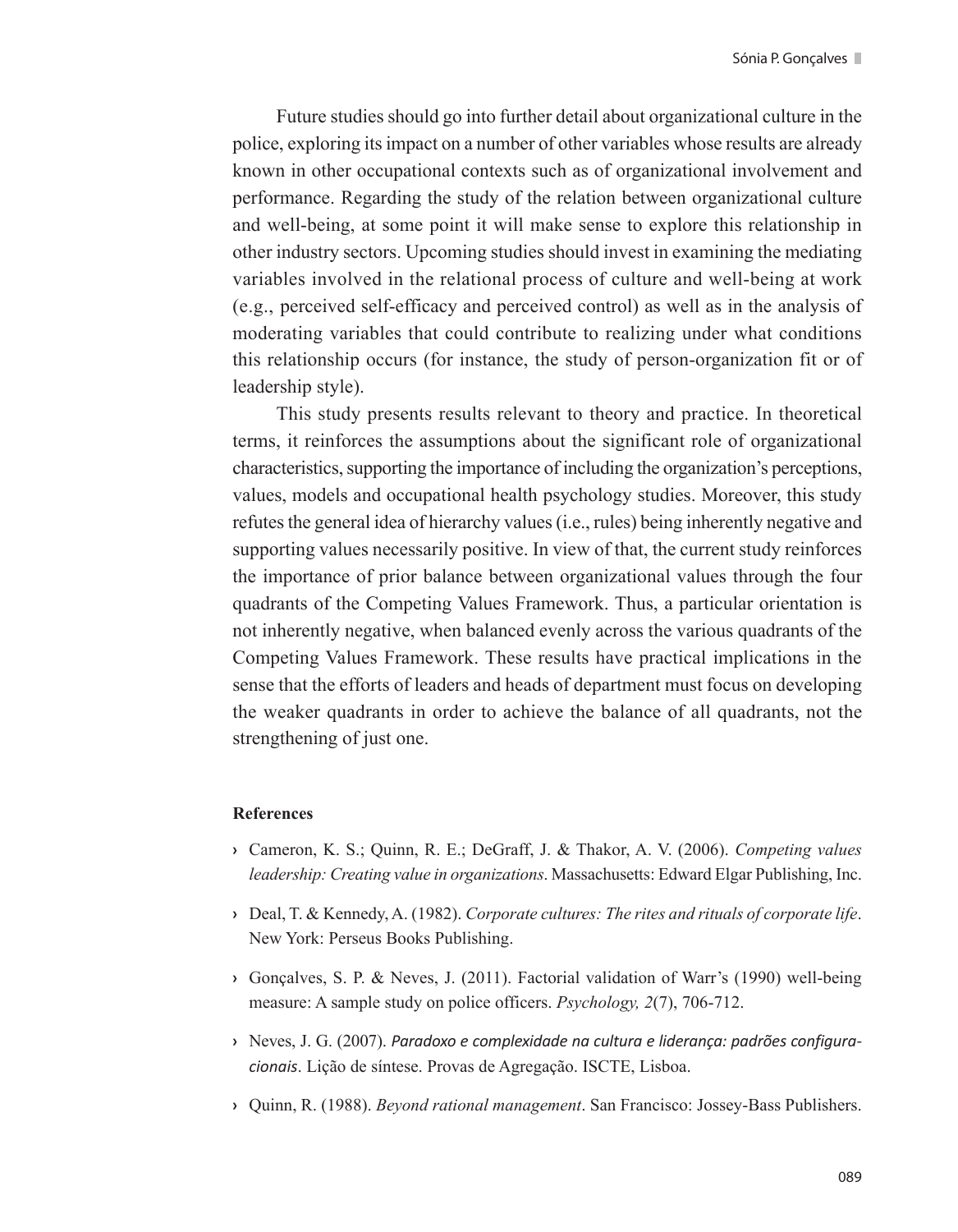Future studies should go into further detail about organizational culture in the police, exploring its impact on a number of other variables whose results are already known in other occupational contexts such as of organizational involvement and performance. Regarding the study of the relation between organizational culture and well-being, at some point it will make sense to explore this relationship in other industry sectors. Upcoming studies should invest in examining the mediating variables involved in the relational process of culture and well-being at work (e.g., perceived self-efficacy and perceived control) as well as in the analysis of moderating variables that could contribute to realizing under what conditions this relationship occurs (for instance, the study of person-organization fit or of leadership style).

This study presents results relevant to theory and practice. In theoretical terms, it reinforces the assumptions about the significant role of organizational characteristics, supporting the importance of including the organization's perceptions, values, models and occupational health psychology studies. Moreover, this study refutes the general idea of hierarchy values (i.e., rules) being inherently negative and supporting values necessarily positive. In view of that, the current study reinforces the importance of prior balance between organizational values through the four quadrants of the Competing Values Framework. Thus, a particular orientation is not inherently negative, when balanced evenly across the various quadrants of the Competing Values Framework. These results have practical implications in the sense that the efforts of leaders and heads of department must focus on developing the weaker quadrants in order to achieve the balance of all quadrants, not the strengthening of just one.

**References**

- Cameron, K. S.; Quinn, R. E.; DeGraff, J. & Thakor, A. V. (2006). *Competing values leadership: Creating value in organizations*. Massachusetts: Edward Elgar Publishing, Inc.
- Deal, T. & Kennedy, A. (1982). *Corporate cultures: The rites and rituals of corporate life*. New York: Perseus Books Publishing.
- Gonçalves, S. P. & Neves, J. (2011). Factorial validation of Warr's (1990) well-being measure: A sample study on police officers. *Psychology, 2*(7), 706-712.
- Neves, J. G. (2007). *Paradoxo e complexidade na cultura e liderança: padrões configuracionais*. Lição de síntese. Provas de Agregação. ISCTE, Lisboa.
- Quinn, R. (1988). *Beyond rational management*. San Francisco: Jossey-Bass Publishers.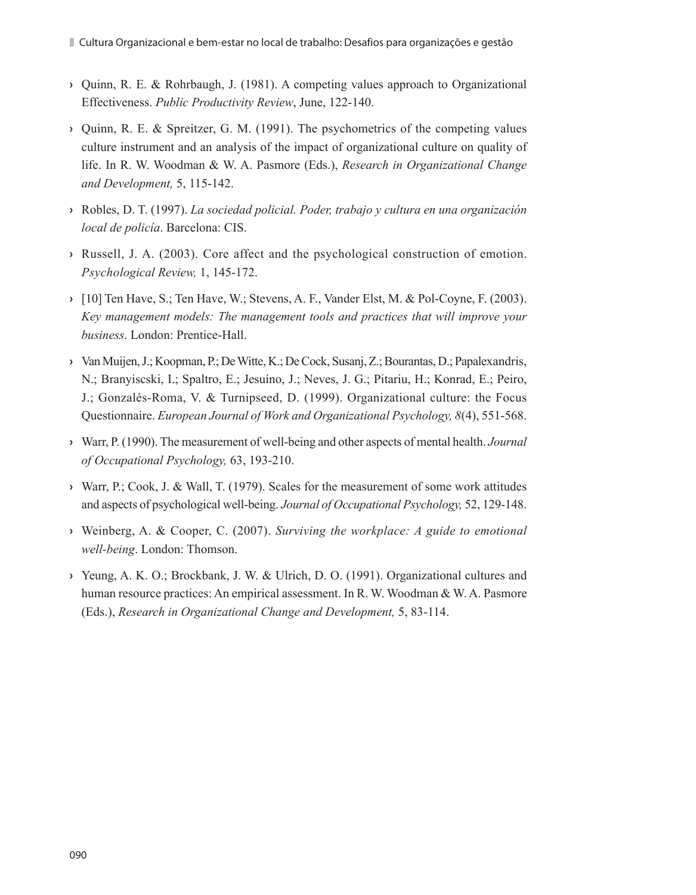- Quinn, R. E. & Rohrbaugh, J. (1981). A competing values approach to Organizational Effectiveness. *Public Productivity Review*, June, 122-140.
- Quinn, R. E. & Spreitzer, G. M. (1991). The psychometrics of the competing values culture instrument and an analysis of the impact of organizational culture on quality of life. In R. W. Woodman & W. A. Pasmore (Eds.), *Research in Organizational Change and Development,* 5, 115-142.
- Robles, D. T. (1997). *La sociedad policial. Poder, trabajo y cultura en una organización local de policía*. Barcelona: CIS.
- Russell, J. A. (2003). Core affect and the psychological construction of emotion. *Psychological Review,* 1, 145-172.
- [10] Ten Have, S.; Ten Have, W.; Stevens, A. F., Vander Elst, M. & Pol-Coyne, F. (2003). *Key management models: The management tools and practices that will improve your business*. London: Prentice-Hall.
- Van Muijen, J.; Koopman, P.; De Witte, K.; De Cock, Susanj, Z.; Bourantas, D.; Papalexandris, N.; Branyiscski, I.; Spaltro, E.; Jesuíno, J.; Neves, J. G.; Pitariu, H.; Konrad, E.; Peiro, J.; Gonzalés-Roma, V. & Turnipseed, D. (1999). Organizational culture: the Focus Questionnaire. *European Journal of Work and Organizational Psychology, 8*(4), 551-568.
- Warr, P. (1990). The measurement of well-being and other aspects of mental health. *Journal of Occupational Psychology,* 63, 193-210.
- Warr, P.; Cook, J. & Wall, T. (1979). Scales for the measurement of some work attitudes and aspects of psychological well-being. *Journal of Occupational Psychology,* 52, 129-148.
- Weinberg, A. & Cooper, C. (2007). *Surviving the workplace: A guide to emotional well-being*. London: Thomson.
- Yeung, A. K. O.; Brockbank, J. W. & Ulrich, D. O. (1991). Organizational cultures and human resource practices: An empirical assessment. In R. W. Woodman & W. A. Pasmore (Eds.), *Research in Organizational Change and Development,* 5, 83-114.